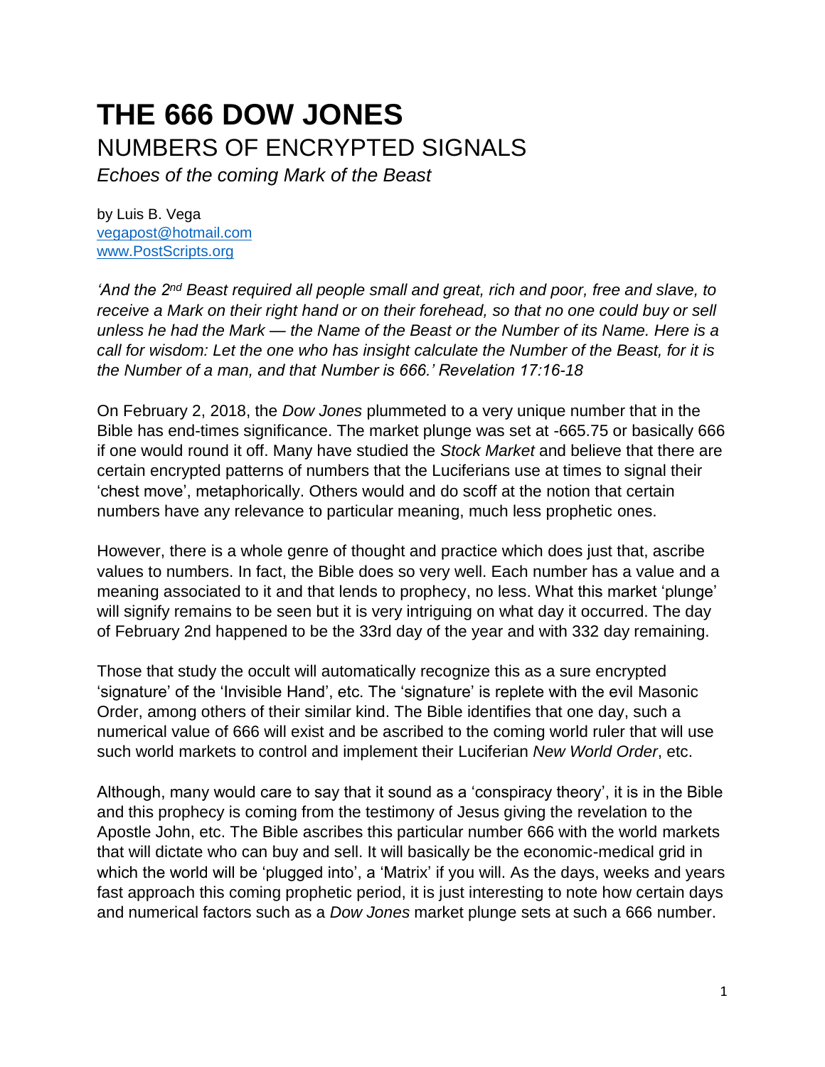# THE 666 DOW JONES

## NUMBERS OF ENCRYPTED SIGNALS

*Echoes of the coming Mark of the Beast*

by Luis B. Vega
vegapost@hotmail.com
www.PostScripts.org

*'And the 2nd Beast required all people small and great, rich and poor, free and slave, to receive a Mark on their right hand or on their forehead, so that no one could buy or sell unless he had the Mark — the Name of the Beast or the Number of its Name. Here is a call for wisdom: Let the one who has insight calculate the Number of the Beast, for it is the Number of a man, and that Number is 666.' Revelation 17:16-18*

On February 2, 2018, the *Dow Jones* plummeted to a very unique number that in the Bible has end-times significance. The market plunge was set at -665.75 or basically 666 if one would round it off. Many have studied the *Stock Market* and believe that there are certain encrypted patterns of numbers that the Luciferians use at times to signal their 'chest move', metaphorically. Others would and do scoff at the notion that certain numbers have any relevance to particular meaning, much less prophetic ones.

However, there is a whole genre of thought and practice which does just that, ascribe values to numbers. In fact, the Bible does so very well. Each number has a value and a meaning associated to it and that lends to prophecy, no less. What this market 'plunge' will signify remains to be seen but it is very intriguing on what day it occurred. The day of February 2nd happened to be the 33rd day of the year and with 332 day remaining.

Those that study the occult will automatically recognize this as a sure encrypted 'signature' of the 'Invisible Hand', etc. The 'signature' is replete with the evil Masonic Order, among others of their similar kind. The Bible identifies that one day, such a numerical value of 666 will exist and be ascribed to the coming world ruler that will use such world markets to control and implement their Luciferian *New World Order*, etc.

Although, many would care to say that it sound as a 'conspiracy theory', it is in the Bible and this prophecy is coming from the testimony of Jesus giving the revelation to the Apostle John, etc. The Bible ascribes this particular number 666 with the world markets that will dictate who can buy and sell. It will basically be the economic-medical grid in which the world will be 'plugged into', a 'Matrix' if you will. As the days, weeks and years fast approach this coming prophetic period, it is just interesting to note how certain days and numerical factors such as a *Dow Jones* market plunge sets at such a 666 number.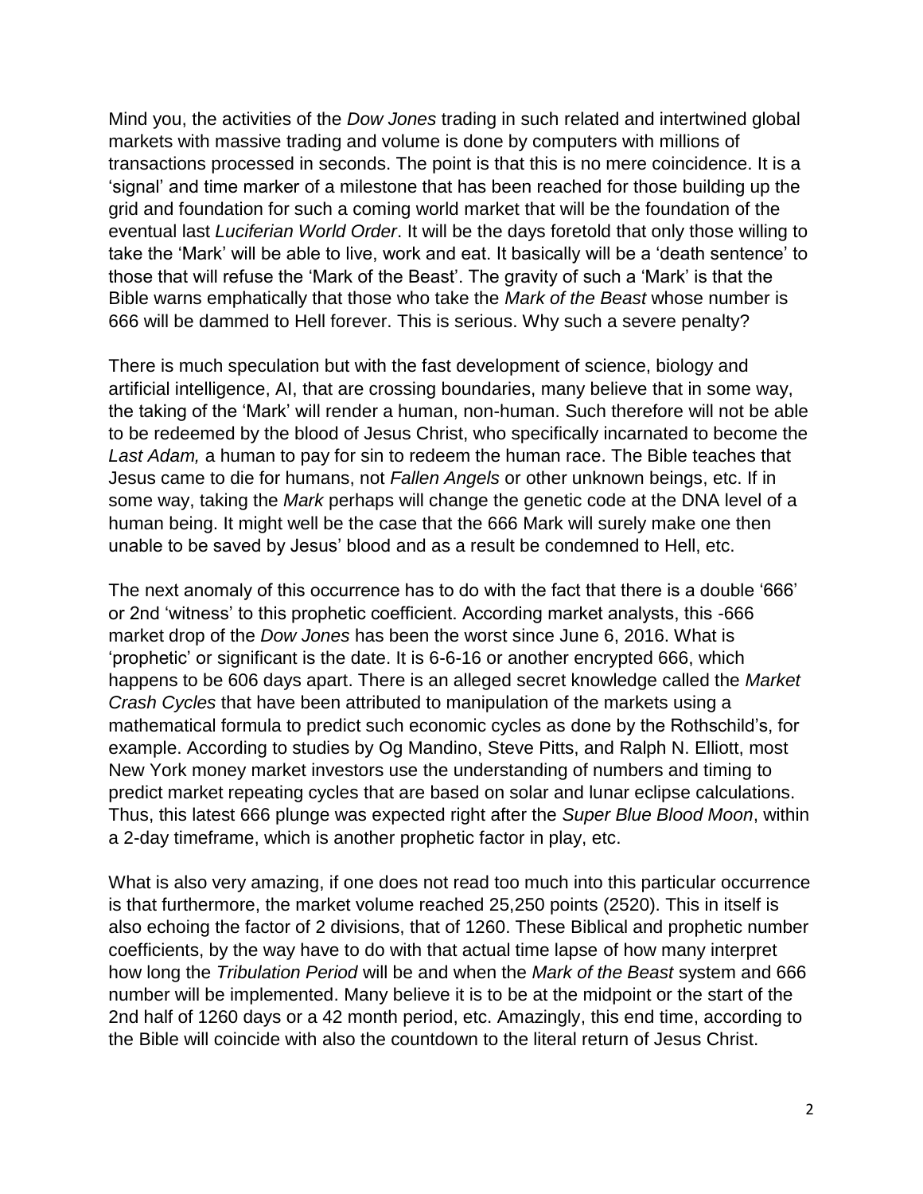Mind you, the activities of the *Dow Jones* trading in such related and intertwined global markets with massive trading and volume is done by computers with millions of transactions processed in seconds. The point is that this is no mere coincidence. It is a 'signal' and time marker of a milestone that has been reached for those building up the grid and foundation for such a coming world market that will be the foundation of the eventual last *Luciferian World Order*. It will be the days foretold that only those willing to take the 'Mark' will be able to live, work and eat. It basically will be a 'death sentence' to those that will refuse the 'Mark of the Beast'. The gravity of such a 'Mark' is that the Bible warns emphatically that those who take the *Mark of the Beast* whose number is 666 will be dammed to Hell forever. This is serious. Why such a severe penalty?

There is much speculation but with the fast development of science, biology and artificial intelligence, AI, that are crossing boundaries, many believe that in some way, the taking of the 'Mark' will render a human, non-human. Such therefore will not be able to be redeemed by the blood of Jesus Christ, who specifically incarnated to become the *Last Adam,* a human to pay for sin to redeem the human race. The Bible teaches that Jesus came to die for humans, not *Fallen Angels* or other unknown beings, etc. If in some way, taking the *Mark* perhaps will change the genetic code at the DNA level of a human being. It might well be the case that the 666 Mark will surely make one then unable to be saved by Jesus' blood and as a result be condemned to Hell, etc.

The next anomaly of this occurrence has to do with the fact that there is a double '666' or 2nd 'witness' to this prophetic coefficient. According market analysts, this -666 market drop of the *Dow Jones* has been the worst since June 6, 2016. What is 'prophetic' or significant is the date. It is 6-6-16 or another encrypted 666, which happens to be 606 days apart. There is an alleged secret knowledge called the *Market Crash Cycles* that have been attributed to manipulation of the markets using a mathematical formula to predict such economic cycles as done by the Rothschild's, for example. According to studies by Og Mandino, Steve Pitts, and Ralph N. Elliott, most New York money market investors use the understanding of numbers and timing to predict market repeating cycles that are based on solar and lunar eclipse calculations. Thus, this latest 666 plunge was expected right after the *Super Blue Blood Moon*, within a 2-day timeframe, which is another prophetic factor in play, etc.

What is also very amazing, if one does not read too much into this particular occurrence is that furthermore, the market volume reached 25,250 points (2520). This in itself is also echoing the factor of 2 divisions, that of 1260. These Biblical and prophetic number coefficients, by the way have to do with that actual time lapse of how many interpret how long the *Tribulation Period* will be and when the *Mark of the Beast* system and 666 number will be implemented. Many believe it is to be at the midpoint or the start of the 2nd half of 1260 days or a 42 month period, etc. Amazingly, this end time, according to the Bible will coincide with also the countdown to the literal return of Jesus Christ.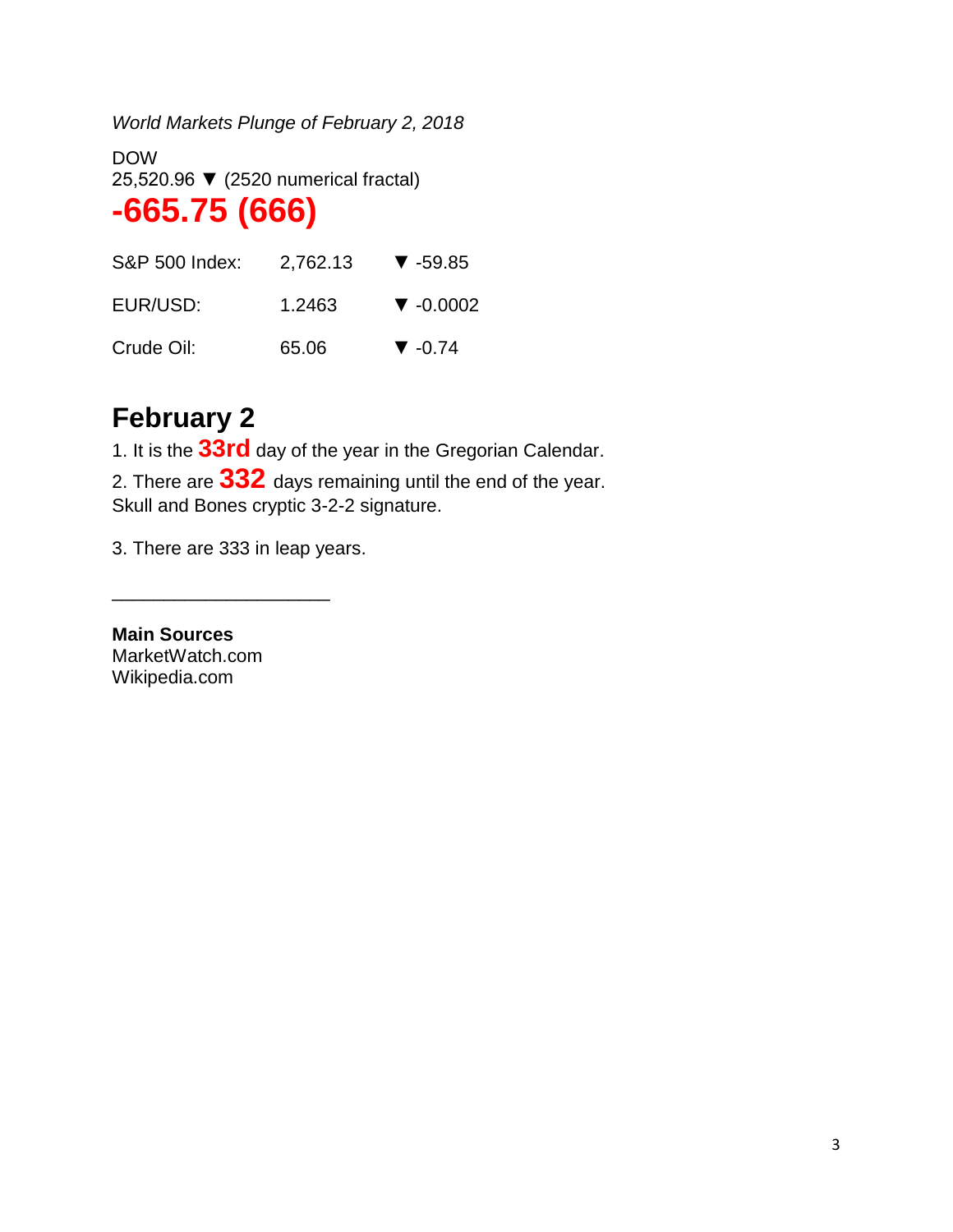*World Markets Plunge of February 2, 2018*

DOW
25,520.96 ▼ (2520 numerical fractal)

## -665.75 (666)

| | | |
|---|---|---|
| S&P 500 Index: | 2,762.13 | ▼ -59.85 |
| EUR/USD: | 1.2463 | ▼ -0.0002 |
| Crude Oil: | 65.06 | ▼ -0.74 |

## February 2

1. It is the **33rd** day of the year in the Gregorian Calendar.

2. There are **332** days remaining until the end of the year.
Skull and Bones cryptic 3-2-2 signature.

3. There are 333 in leap years.

____________________

**Main Sources**
MarketWatch.com
Wikipedia.com